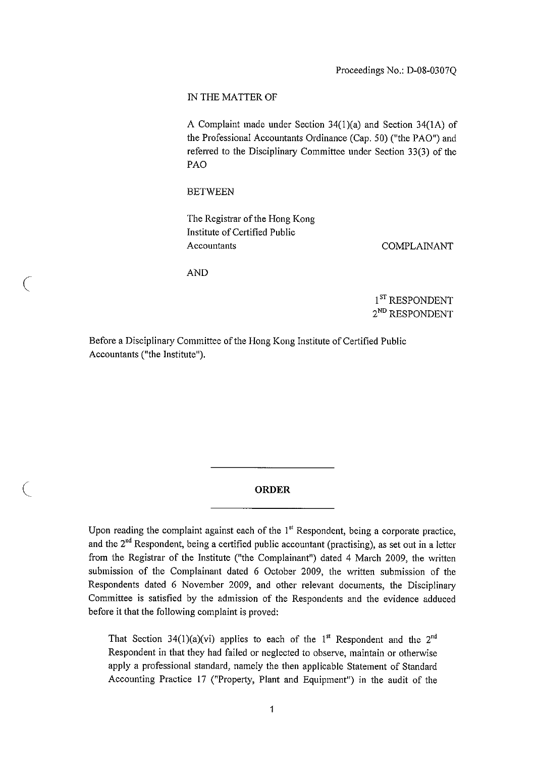Proceedings No.: D-08-0307Q

IN THE MATTER OF

A Complaint made under Section 34(1)(a) and Section 34(1A) of the Professional Accountants Ordinance (Cap. 50) ("the PAO") and referred to the Disciplinary Committee under Section 33(3) of the PAO

BETWEEN

The Registrar of the Hong Kong Institute of Certified Public Accountants — COMPLAINANT

AND

1ST RESPONDENT
2ND RESPONDENT

Before a Disciplinary Committee of the Hong Kong Institute of Certified Public Accountants ("the Institute").

## ORDER

Upon reading the complaint against each of the 1st Respondent, being a corporate practice, and the 2nd Respondent, being a certified public accountant (practising), as set out in a letter from the Registrar of the Institute ("the Complainant") dated 4 March 2009, the written submission of the Complainant dated 6 October 2009, the written submission of the Respondents dated 6 November 2009, and other relevant documents, the Disciplinary Committee is satisfied by the admission of the Respondents and the evidence adduced before it that the following complaint is proved:

> That Section 34(1)(a)(vi) applies to each of the 1st Respondent and the 2nd Respondent in that they had failed or neglected to observe, maintain or otherwise apply a professional standard, namely the then applicable Statement of Standard Accounting Practice 17 ("Property, Plant and Equipment") in the audit of the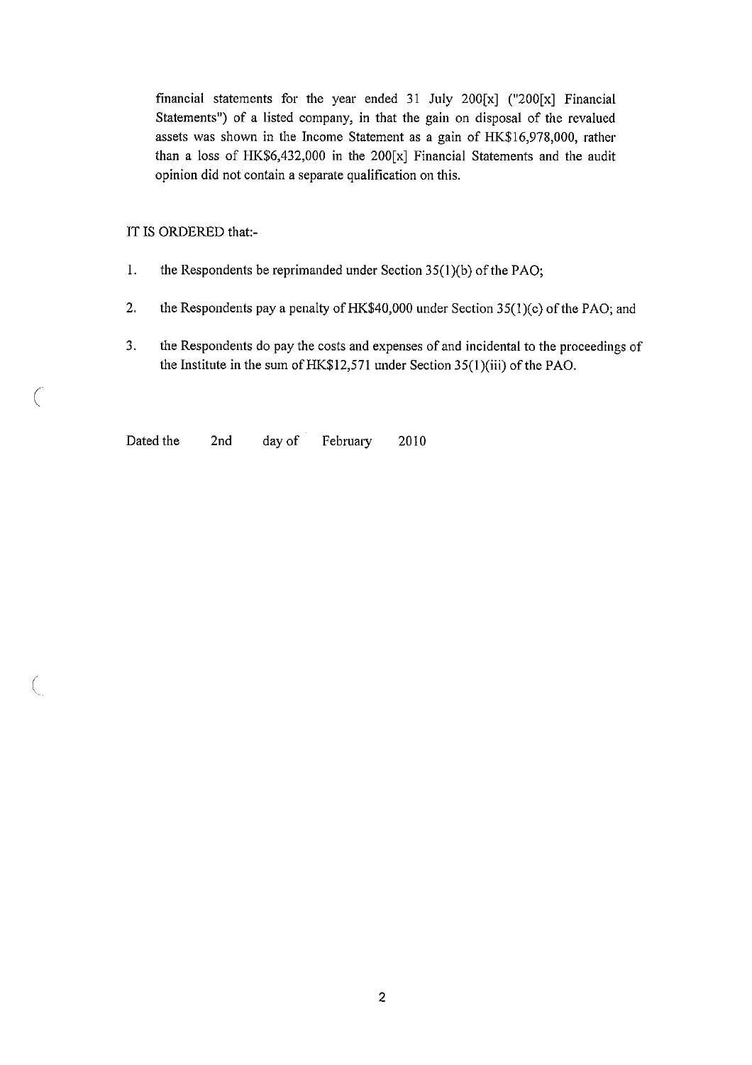financial statements for the year ended 31 July 200[x] ("200[x] Financial Statements") of a listed company, in that the gain on disposal of the revalued assets was shown in the Income Statement as a gain of HK$16,978,000, rather than a loss of HK$6,432,000 in the 200[x] Financial Statements and the audit opinion did not contain a separate qualification on this.

IT IS ORDERED that:-

1. the Respondents be reprimanded under Section 35(1)(b) of the PAO;
2. the Respondents pay a penalty of HK$40,000 under Section 35(1)(c) of the PAO; and
3. the Respondents do pay the costs and expenses of and incidental to the proceedings of the Institute in the sum of HK$12,571 under Section 35(1)(iii) of the PAO.

Dated the 2nd day of February 2010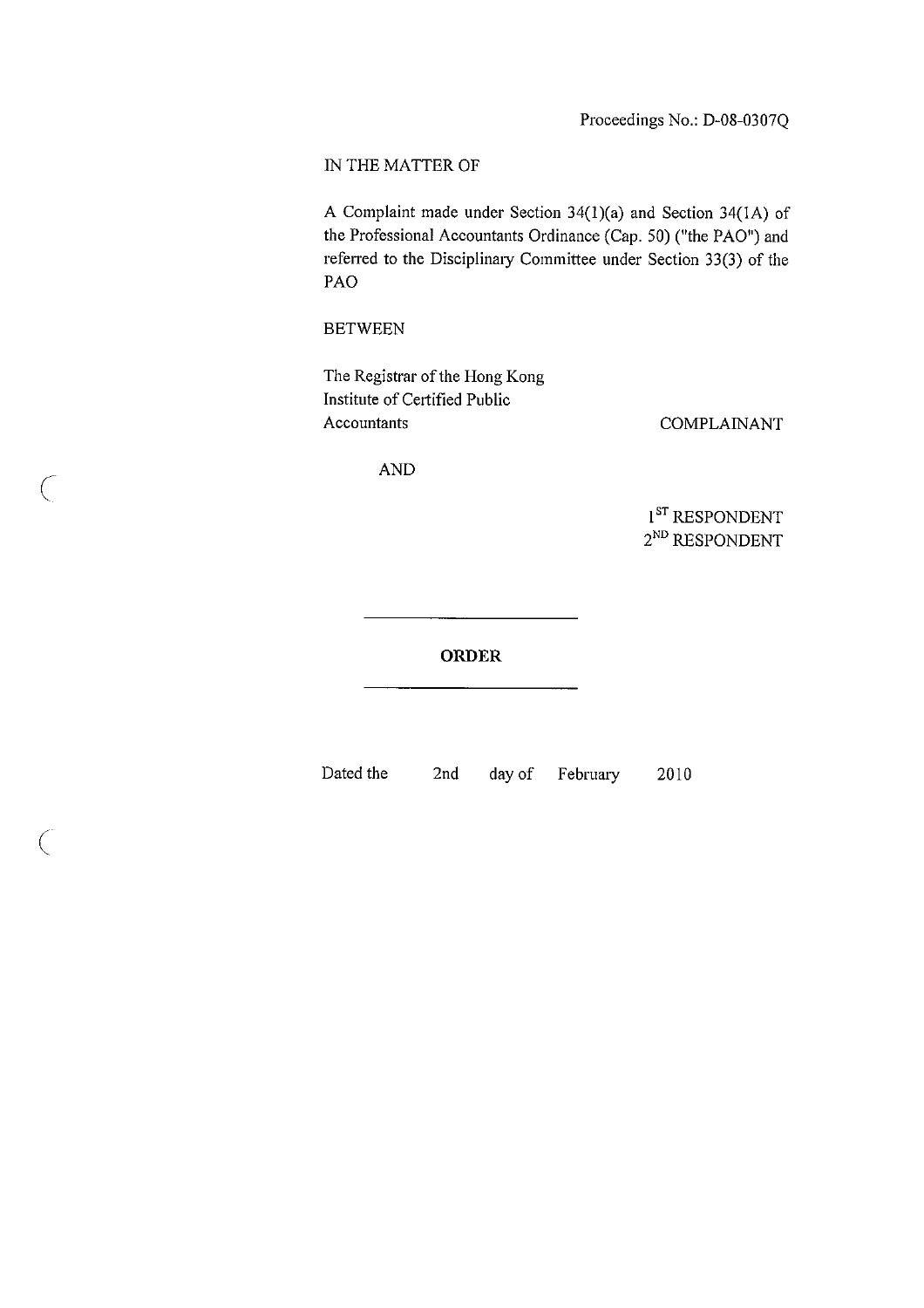Proceedings No.: D-08-0307Q

IN THE MATTER OF

A Complaint made under Section 34(1)(a) and Section 34(1A) of the Professional Accountants Ordinance (Cap. 50) ("the PAO") and referred to the Disciplinary Committee under Section 33(3) of the PAO

BETWEEN

The Registrar of the Hong Kong Institute of Certified Public Accountants — COMPLAINANT

AND

1ST RESPONDENT

2ND RESPONDENT

---

**ORDER**

---

Dated the 2nd day of February 2010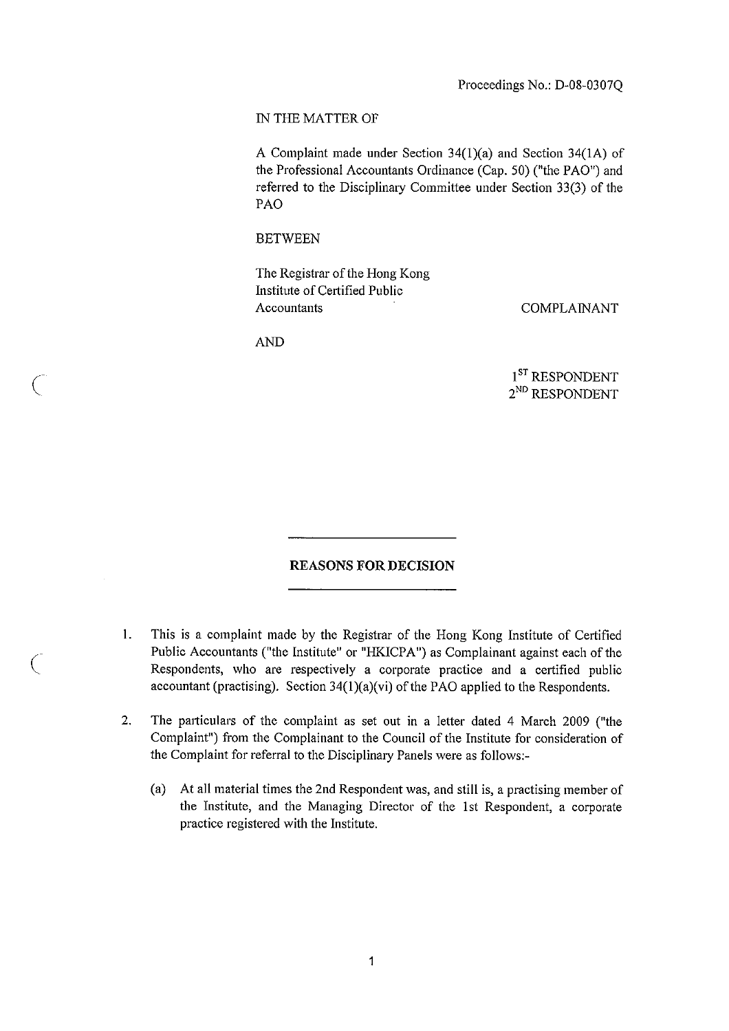Proceedings No.: D-08-0307Q

IN THE MATTER OF

A Complaint made under Section 34(1)(a) and Section 34(1A) of the Professional Accountants Ordinance (Cap. 50) ("the PAO") and referred to the Disciplinary Committee under Section 33(3) of the PAO

BETWEEN

| | |
|---|---|
| The Registrar of the Hong Kong Institute of Certified Public Accountants | COMPLAINANT |

AND

1ST RESPONDENT
2ND RESPONDENT

## REASONS FOR DECISION

1. This is a complaint made by the Registrar of the Hong Kong Institute of Certified Public Accountants ("the Institute" or "HKICPA") as Complainant against each of the Respondents, who are respectively a corporate practice and a certified public accountant (practising). Section 34(1)(a)(vi) of the PAO applied to the Respondents.

2. The particulars of the complaint as set out in a letter dated 4 March 2009 ("the Complaint") from the Complainant to the Council of the Institute for consideration of the Complaint for referral to the Disciplinary Panels were as follows:-

   (a) At all material times the 2nd Respondent was, and still is, a practising member of the Institute, and the Managing Director of the 1st Respondent, a corporate practice registered with the Institute.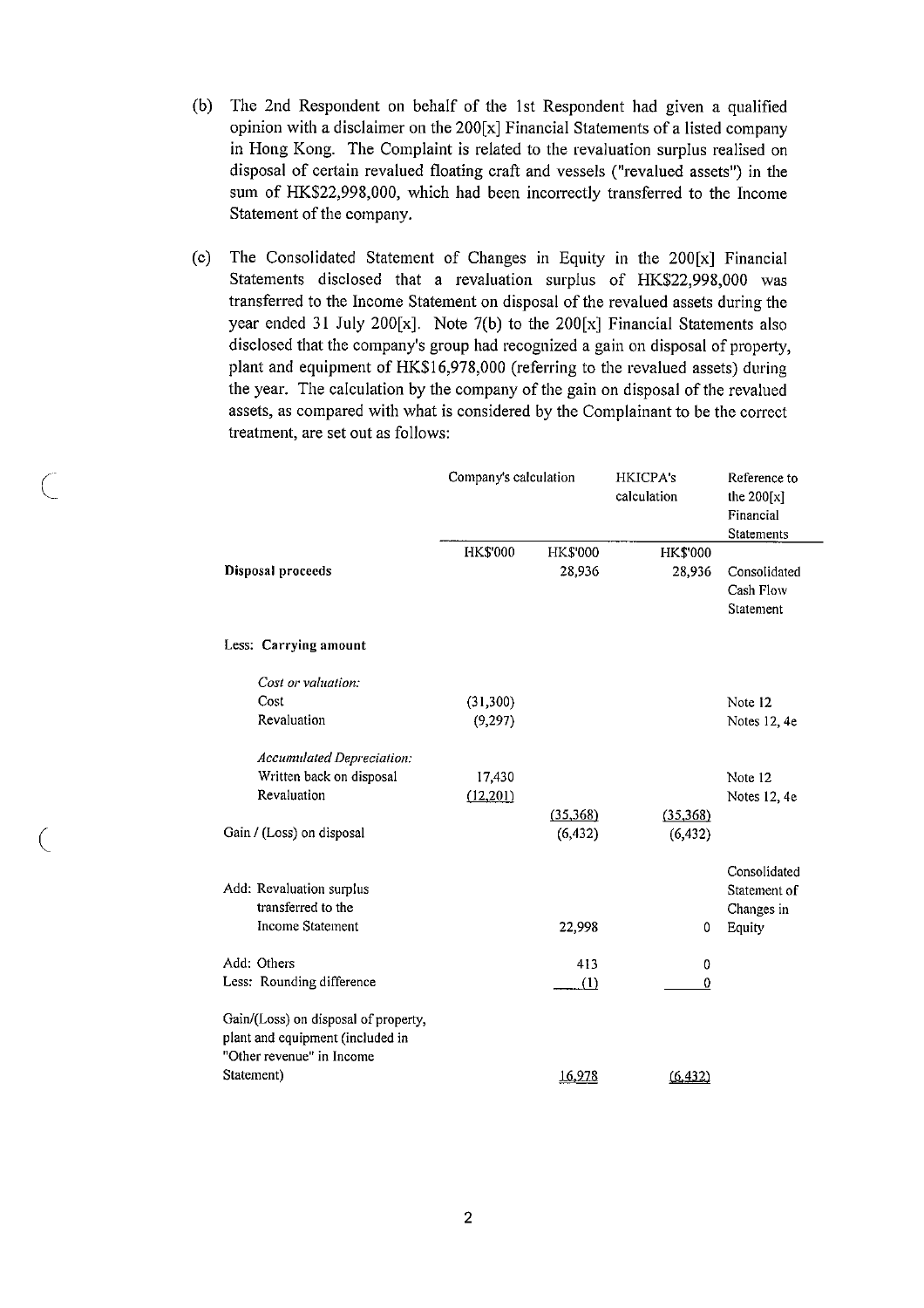(b) The 2nd Respondent on behalf of the 1st Respondent had given a qualified opinion with a disclaimer on the 200[x] Financial Statements of a listed company in Hong Kong. The Complaint is related to the revaluation surplus realised on disposal of certain revalued floating craft and vessels ("revalued assets") in the sum of HK$22,998,000, which had been incorrectly transferred to the Income Statement of the company.

(c) The Consolidated Statement of Changes in Equity in the 200[x] Financial Statements disclosed that a revaluation surplus of HK$22,998,000 was transferred to the Income Statement on disposal of the revalued assets during the year ended 31 July 200[x]. Note 7(b) to the 200[x] Financial Statements also disclosed that the company's group had recognized a gain on disposal of property, plant and equipment of HK$16,978,000 (referring to the revalued assets) during the year. The calculation by the company of the gain on disposal of the revalued assets, as compared with what is considered by the Complainant to be the correct treatment, are set out as follows:

| | Company's calculation | | HKICPA's calculation | Reference to the 200[x] Financial Statements |
|---|---|---|---|---|
| | HK$'000 | HK$'000 | HK$'000 | |
| **Disposal proceeds** | | 28,936 | 28,936 | Consolidated Cash Flow Statement |
| Less: **Carrying amount** | | | | |
| *Cost or valuation:* | | | | |
| Cost | (31,300) | | | Note 12 |
| Revaluation | (9,297) | | | Notes 12, 4e |
| *Accumulated Depreciation:* | | | | |
| Written back on disposal | 17,430 | | | Note 12 |
| Revaluation | (12,201) | | | Notes 12, 4e |
| | | (35,368) | (35,368) | |
| Gain / (Loss) on disposal | | (6,432) | (6,432) | |
| Add: Revaluation surplus transferred to the Income Statement | | 22,998 | 0 | Consolidated Statement of Changes in Equity |
| Add: Others | | 413 | 0 | |
| Less: Rounding difference | | (1) | 0 | |
| Gain/(Loss) on disposal of property, plant and equipment (included in "Other revenue" in Income Statement) | | 16,978 | (6,432) | |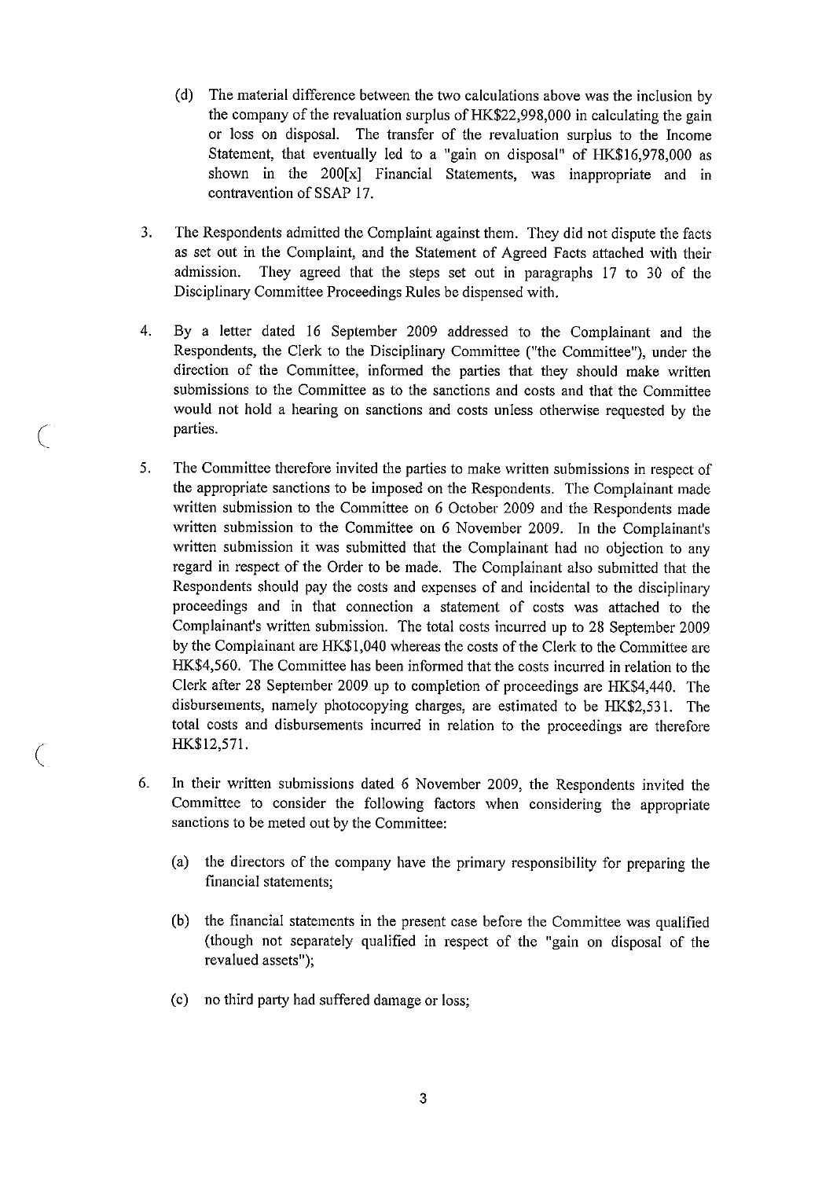(d) The material difference between the two calculations above was the inclusion by the company of the revaluation surplus of HK$22,998,000 in calculating the gain or loss on disposal. The transfer of the revaluation surplus to the Income Statement, that eventually led to a "gain on disposal" of HK$16,978,000 as shown in the 200[x] Financial Statements, was inappropriate and in contravention of SSAP 17.

3. The Respondents admitted the Complaint against them. They did not dispute the facts as set out in the Complaint, and the Statement of Agreed Facts attached with their admission. They agreed that the steps set out in paragraphs 17 to 30 of the Disciplinary Committee Proceedings Rules be dispensed with.

4. By a letter dated 16 September 2009 addressed to the Complainant and the Respondents, the Clerk to the Disciplinary Committee ("the Committee"), under the direction of the Committee, informed the parties that they should make written submissions to the Committee as to the sanctions and costs and that the Committee would not hold a hearing on sanctions and costs unless otherwise requested by the parties.

5. The Committee therefore invited the parties to make written submissions in respect of the appropriate sanctions to be imposed on the Respondents. The Complainant made written submission to the Committee on 6 October 2009 and the Respondents made written submission to the Committee on 6 November 2009. In the Complainant's written submission it was submitted that the Complainant had no objection to any regard in respect of the Order to be made. The Complainant also submitted that the Respondents should pay the costs and expenses of and incidental to the disciplinary proceedings and in that connection a statement of costs was attached to the Complainant's written submission. The total costs incurred up to 28 September 2009 by the Complainant are HK$1,040 whereas the costs of the Clerk to the Committee are HK$4,560. The Committee has been informed that the costs incurred in relation to the Clerk after 28 September 2009 up to completion of proceedings are HK$4,440. The disbursements, namely photocopying charges, are estimated to be HK$2,531. The total costs and disbursements incurred in relation to the proceedings are therefore HK$12,571.

6. In their written submissions dated 6 November 2009, the Respondents invited the Committee to consider the following factors when considering the appropriate sanctions to be meted out by the Committee:

   (a) the directors of the company have the primary responsibility for preparing the financial statements;

   (b) the financial statements in the present case before the Committee was qualified (though not separately qualified in respect of the "gain on disposal of the revalued assets");

   (c) no third party had suffered damage or loss;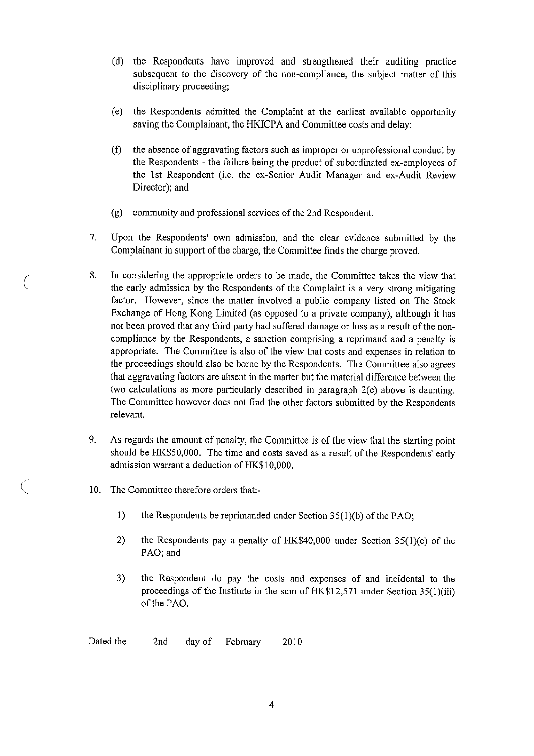(d) the Respondents have improved and strengthened their auditing practice subsequent to the discovery of the non-compliance, the subject matter of this disciplinary proceeding;

(e) the Respondents admitted the Complaint at the earliest available opportunity saving the Complainant, the HKICPA and Committee costs and delay;

(f) the absence of aggravating factors such as improper or unprofessional conduct by the Respondents - the failure being the product of subordinated ex-employees of the 1st Respondent (i.e. the ex-Senior Audit Manager and ex-Audit Review Director); and

(g) community and professional services of the 2nd Respondent.

7. Upon the Respondents' own admission, and the clear evidence submitted by the Complainant in support of the charge, the Committee finds the charge proved.

8. In considering the appropriate orders to be made, the Committee takes the view that the early admission by the Respondents of the Complaint is a very strong mitigating factor. However, since the matter involved a public company listed on The Stock Exchange of Hong Kong Limited (as opposed to a private company), although it has not been proved that any third party had suffered damage or loss as a result of the non-compliance by the Respondents, a sanction comprising a reprimand and a penalty is appropriate. The Committee is also of the view that costs and expenses in relation to the proceedings should also be borne by the Respondents. The Committee also agrees that aggravating factors are absent in the matter but the material difference between the two calculations as more particularly described in paragraph 2(c) above is daunting. The Committee however does not find the other factors submitted by the Respondents relevant.

9. As regards the amount of penalty, the Committee is of the view that the starting point should be HK$50,000. The time and costs saved as a result of the Respondents' early admission warrant a deduction of HK$10,000.

10. The Committee therefore orders that:-

   1) the Respondents be reprimanded under Section 35(1)(b) of the PAO;

   2) the Respondents pay a penalty of HK$40,000 under Section 35(1)(c) of the PAO; and

   3) the Respondent do pay the costs and expenses of and incidental to the proceedings of the Institute in the sum of HK$12,571 under Section 35(1)(iii) of the PAO.

Dated the 2nd day of February 2010